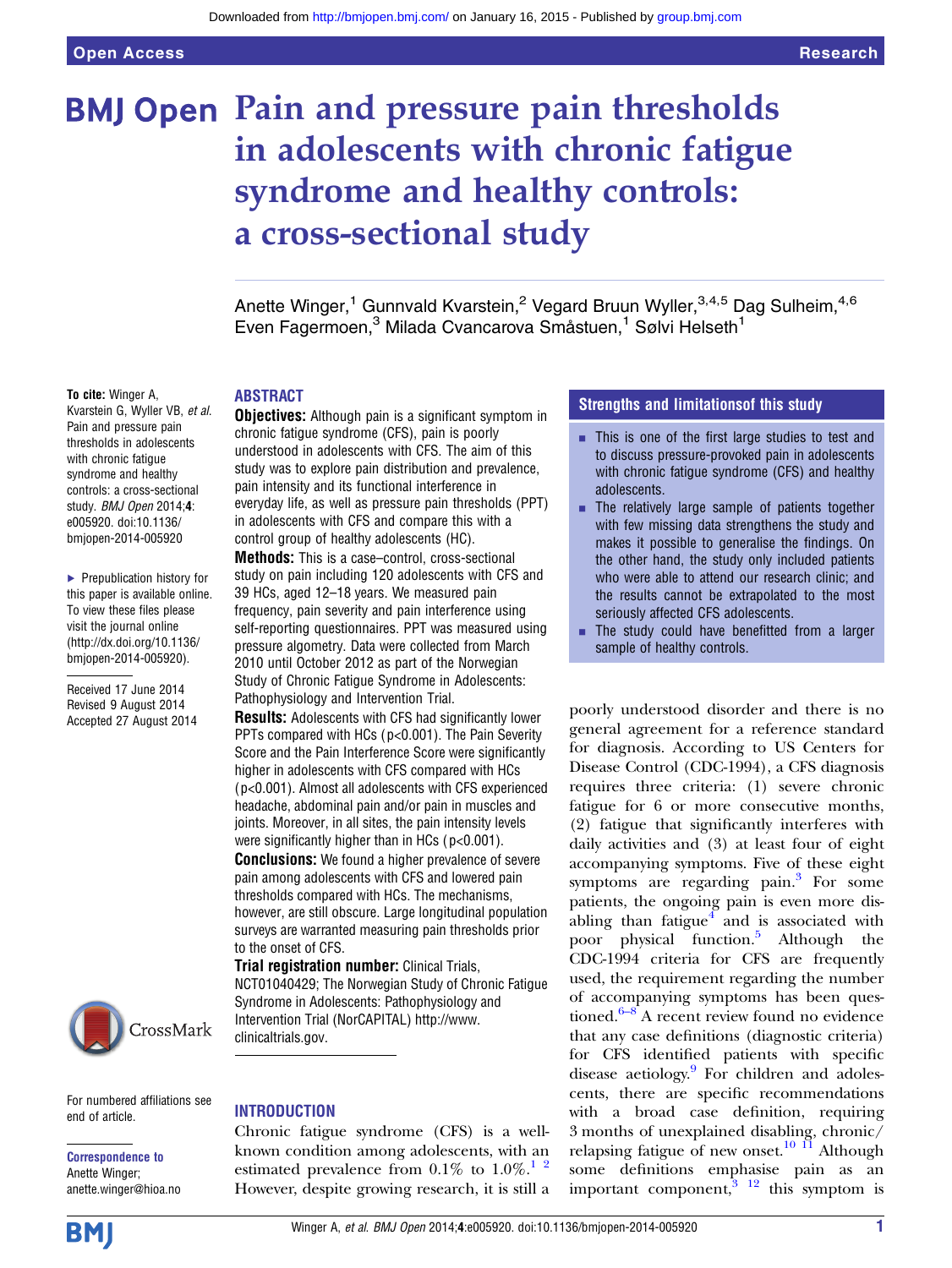# Pain and pressure pain thresholds in adolescents with chronic fatigue syndrome and healthy controls: a cross-sectional study

Anette Winger,[1] Gunnvald Kvarstein,[2] Vegard Bruun Wyller,[3,4,5] Dag Sulheim,[4,6] Even Fagermoen,[3] Milada Cvancarova Småstuen,[1] Sølvi Helseth[1]

**To cite:** Winger A, Kvarstein G, Wyller VB, *et al.* Pain and pressure pain thresholds in adolescents with chronic fatigue syndrome and healthy controls: a cross-sectional study. *BMJ Open* 2014;**4**: e005920. doi:10.1136/bmjopen-2014-005920

▸ Prepublication history for this paper is available online. To view these files please visit the journal online (http://dx.doi.org/10.1136/bmjopen-2014-005920).

Received 17 June 2014
Revised 9 August 2014
Accepted 27 August 2014

For numbered affiliations see end of article.

**Correspondence to**
Anette Winger;
anette.winger@hioa.no

## ABSTRACT

**Objectives:** Although pain is a significant symptom in chronic fatigue syndrome (CFS), pain is poorly understood in adolescents with CFS. The aim of this study was to explore pain distribution and prevalence, pain intensity and its functional interference in everyday life, as well as pressure pain thresholds (PPT) in adolescents with CFS and compare this with a control group of healthy adolescents (HC).

**Methods:** This is a case–control, cross-sectional study on pain including 120 adolescents with CFS and 39 HCs, aged 12–18 years. We measured pain frequency, pain severity and pain interference using self-reporting questionnaires. PPT was measured using pressure algometry. Data were collected from March 2010 until October 2012 as part of the Norwegian Study of Chronic Fatigue Syndrome in Adolescents: Pathophysiology and Intervention Trial.

**Results:** Adolescents with CFS had significantly lower PPTs compared with HCs ($p<0.001$). The Pain Severity Score and the Pain Interference Score were significantly higher in adolescents with CFS compared with HCs ($p<0.001$). Almost all adolescents with CFS experienced headache, abdominal pain and/or pain in muscles and joints. Moreover, in all sites, the pain intensity levels were significantly higher than in HCs ($p<0.001$).

**Conclusions:** We found a higher prevalence of severe pain among adolescents with CFS and lowered pain thresholds compared with HCs. The mechanisms, however, are still obscure. Large longitudinal population surveys are warranted measuring pain thresholds prior to the onset of CFS.

**Trial registration number:** Clinical Trials, NCT01040429; The Norwegian Study of Chronic Fatigue Syndrome in Adolescents: Pathophysiology and Intervention Trial (NorCAPITAL) http://www.clinicaltrials.gov.

## Strengths and limitationsof this study

- This is one of the first large studies to test and to discuss pressure-provoked pain in adolescents with chronic fatigue syndrome (CFS) and healthy adolescents.
- The relatively large sample of patients together with few missing data strengthens the study and makes it possible to generalise the findings. On the other hand, the study only included patients who were able to attend our research clinic; and the results cannot be extrapolated to the most seriously affected CFS adolescents.
- The study could have benefitted from a larger sample of healthy controls.

## INTRODUCTION

Chronic fatigue syndrome (CFS) is a well-known condition among adolescents, with an estimated prevalence from 0.1% to 1.0%.[1,2] However, despite growing research, it is still a poorly understood disorder and there is no general agreement for a reference standard for diagnosis. According to US Centers for Disease Control (CDC-1994), a CFS diagnosis requires three criteria: (1) severe chronic fatigue for 6 or more consecutive months, (2) fatigue that significantly interferes with daily activities and (3) at least four of eight accompanying symptoms. Five of these eight symptoms are regarding pain.[3] For some patients, the ongoing pain is even more disabling than fatigue[4] and is associated with poor physical function.[5] Although the CDC-1994 criteria for CFS are frequently used, the requirement regarding the number of accompanying symptoms has been questioned.[6–8] A recent review found no evidence that any case definitions (diagnostic criteria) for CFS identified patients with specific disease aetiology.[9] For children and adolescents, there are specific recommendations with a broad case definition, requiring 3 months of unexplained disabling, chronic/relapsing fatigue of new onset.[10,11] Although some definitions emphasise pain as an important component,[3,12] this symptom is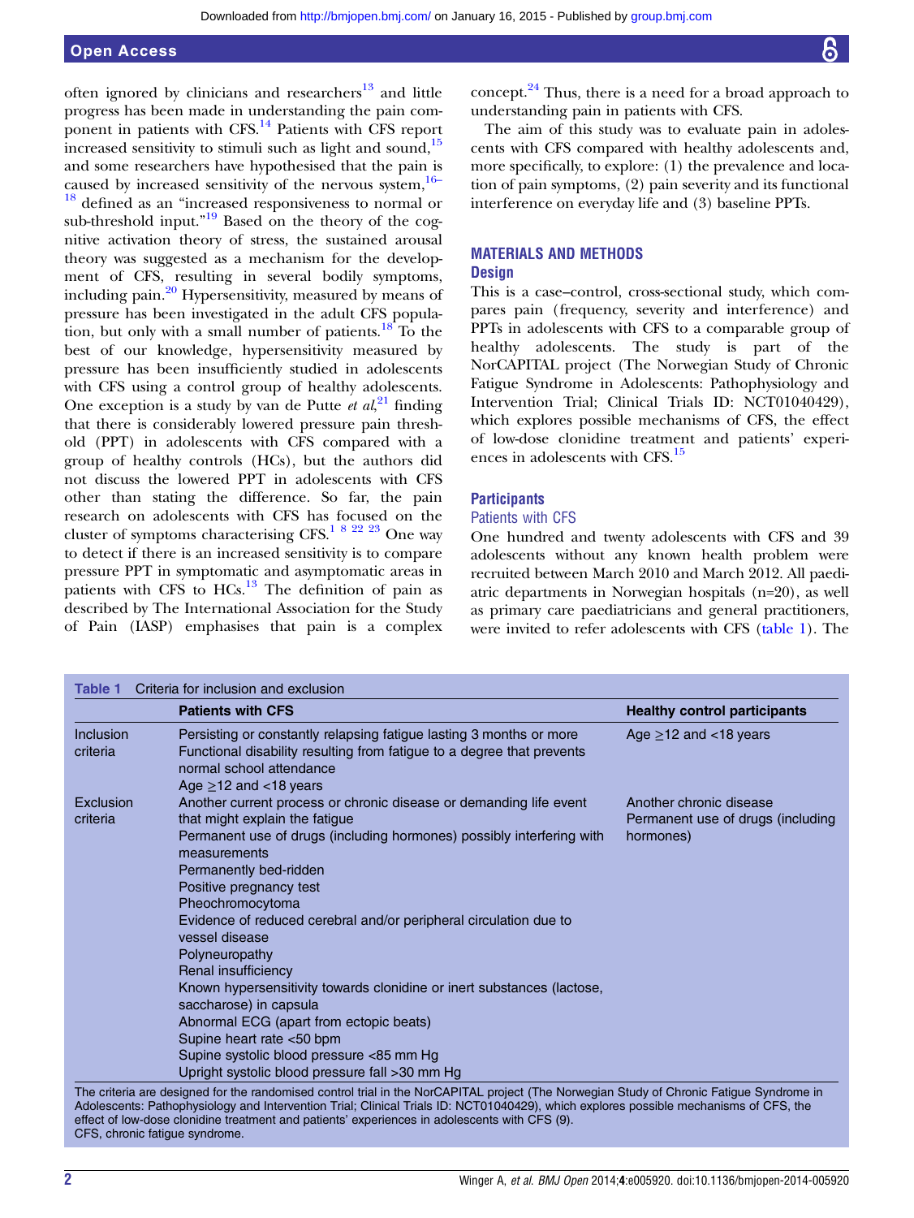often ignored by clinicians and researchers[13] and little progress has been made in understanding the pain component in patients with CFS.[14] Patients with CFS report increased sensitivity to stimuli such as light and sound,[15] and some researchers have hypothesised that the pain is caused by increased sensitivity of the nervous system,[16–18] defined as an "increased responsiveness to normal or sub-threshold input."[19] Based on the theory of the cognitive activation theory of stress, the sustained arousal theory was suggested as a mechanism for the development of CFS, resulting in several bodily symptoms, including pain.[20] Hypersensitivity, measured by means of pressure has been investigated in the adult CFS population, but only with a small number of patients.[18] To the best of our knowledge, hypersensitivity measured by pressure has been insufficiently studied in adolescents with CFS using a control group of healthy adolescents. One exception is a study by van de Putte *et al*,[21] finding that there is considerably lowered pressure pain threshold (PPT) in adolescents with CFS compared with a group of healthy controls (HCs), but the authors did not discuss the lowered PPT in adolescents with CFS other than stating the difference. So far, the pain research on adolescents with CFS has focused on the cluster of symptoms characterising CFS.[1 8 22 23] One way to detect if there is an increased sensitivity is to compare pressure PPT in symptomatic and asymptomatic areas in patients with CFS to HCs.[13] The definition of pain as described by The International Association for the Study of Pain (IASP) emphasises that pain is a complex concept.[24] Thus, there is a need for a broad approach to understanding pain in patients with CFS.

The aim of this study was to evaluate pain in adolescents with CFS compared with healthy adolescents and, more specifically, to explore: (1) the prevalence and location of pain symptoms, (2) pain severity and its functional interference on everyday life and (3) baseline PPTs.

## MATERIALS AND METHODS

### Design

This is a case–control, cross-sectional study, which compares pain (frequency, severity and interference) and PPTs in adolescents with CFS to a comparable group of healthy adolescents. The study is part of the NorCAPITAL project (The Norwegian Study of Chronic Fatigue Syndrome in Adolescents: Pathophysiology and Intervention Trial; Clinical Trials ID: NCT01040429), which explores possible mechanisms of CFS, the effect of low-dose clonidine treatment and patients' experiences in adolescents with CFS.[15]

### Participants

#### Patients with CFS

One hundred and twenty adolescents with CFS and 39 adolescents without any known health problem were recruited between March 2010 and March 2012. All paediatric departments in Norwegian hospitals (n=20), as well as primary care paediatricians and general practitioners, were invited to refer adolescents with CFS (table 1). The

**Table 1** Criteria for inclusion and exclusion

| | Patients with CFS | Healthy control participants |
|---|---|---|
| Inclusion criteria | Persisting or constantly relapsing fatigue lasting 3 months or more<br>Functional disability resulting from fatigue to a degree that prevents normal school attendance<br>Age ≥12 and <18 years | Age ≥12 and <18 years |
| Exclusion criteria | Another current process or chronic disease or demanding life event that might explain the fatigue<br>Permanent use of drugs (including hormones) possibly interfering with measurements<br>Permanently bed-ridden<br>Positive pregnancy test<br>Pheochromocytoma<br>Evidence of reduced cerebral and/or peripheral circulation due to vessel disease<br>Polyneuropathy<br>Renal insufficiency<br>Known hypersensitivity towards clonidine or inert substances (lactose, saccharose) in capsula<br>Abnormal ECG (apart from ectopic beats)<br>Supine heart rate <50 bpm<br>Supine systolic blood pressure <85 mm Hg<br>Upright systolic blood pressure fall >30 mm Hg | Another chronic disease<br>Permanent use of drugs (including hormones) |

The criteria are designed for the randomised control trial in the NorCAPITAL project (The Norwegian Study of Chronic Fatigue Syndrome in Adolescents: Pathophysiology and Intervention Trial; Clinical Trials ID: NCT01040429), which explores possible mechanisms of CFS, the effect of low-dose clonidine treatment and patients' experiences in adolescents with CFS (9).
CFS, chronic fatigue syndrome.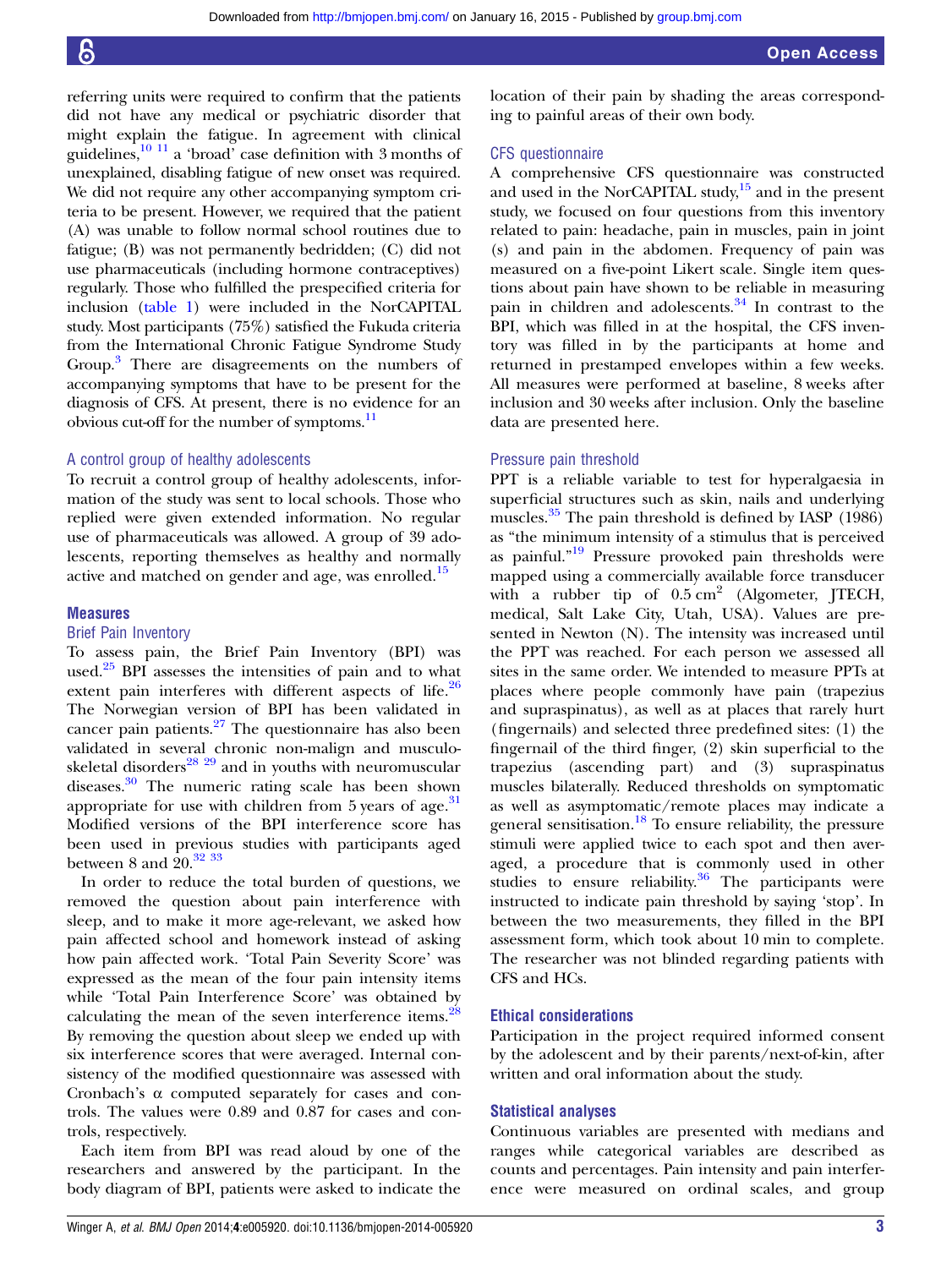referring units were required to confirm that the patients did not have any medical or psychiatric disorder that might explain the fatigue. In agreement with clinical guidelines,[10 11] a 'broad' case definition with 3 months of unexplained, disabling fatigue of new onset was required. We did not require any other accompanying symptom criteria to be present. However, we required that the patient (A) was unable to follow normal school routines due to fatigue; (B) was not permanently bedridden; (C) did not use pharmaceuticals (including hormone contraceptives) regularly. Those who fulfilled the prespecified criteria for inclusion (table 1) were included in the NorCAPITAL study. Most participants (75%) satisfied the Fukuda criteria from the International Chronic Fatigue Syndrome Study Group.[3] There are disagreements on the numbers of accompanying symptoms that have to be present for the diagnosis of CFS. At present, there is no evidence for an obvious cut-off for the number of symptoms.[11]

### A control group of healthy adolescents

To recruit a control group of healthy adolescents, information of the study was sent to local schools. Those who replied were given extended information. No regular use of pharmaceuticals was allowed. A group of 39 adolescents, reporting themselves as healthy and normally active and matched on gender and age, was enrolled.[15]

## Measures

### Brief Pain Inventory

To assess pain, the Brief Pain Inventory (BPI) was used.[25] BPI assesses the intensities of pain and to what extent pain interferes with different aspects of life.[26] The Norwegian version of BPI has been validated in cancer pain patients.[27] The questionnaire has also been validated in several chronic non-malign and musculoskeletal disorders[28 29] and in youths with neuromuscular diseases.[30] The numeric rating scale has been shown appropriate for use with children from 5 years of age.[31] Modified versions of the BPI interference score has been used in previous studies with participants aged between 8 and 20.[32 33]

In order to reduce the total burden of questions, we removed the question about pain interference with sleep, and to make it more age-relevant, we asked how pain affected school and homework instead of asking how pain affected work. 'Total Pain Severity Score' was expressed as the mean of the four pain intensity items while 'Total Pain Interference Score' was obtained by calculating the mean of the seven interference items.[28] By removing the question about sleep we ended up with six interference scores that were averaged. Internal consistency of the modified questionnaire was assessed with Cronbach's α computed separately for cases and controls. The values were 0.89 and 0.87 for cases and controls, respectively.

Each item from BPI was read aloud by one of the researchers and answered by the participant. In the body diagram of BPI, patients were asked to indicate the location of their pain by shading the areas corresponding to painful areas of their own body.

### CFS questionnaire

A comprehensive CFS questionnaire was constructed and used in the NorCAPITAL study,[15] and in the present study, we focused on four questions from this inventory related to pain: headache, pain in muscles, pain in joint (s) and pain in the abdomen. Frequency of pain was measured on a five-point Likert scale. Single item questions about pain have shown to be reliable in measuring pain in children and adolescents.[34] In contrast to the BPI, which was filled in at the hospital, the CFS inventory was filled in by the participants at home and returned in prestamped envelopes within a few weeks. All measures were performed at baseline, 8 weeks after inclusion and 30 weeks after inclusion. Only the baseline data are presented here.

### Pressure pain threshold

PPT is a reliable variable to test for hyperalgaesia in superficial structures such as skin, nails and underlying muscles.[35] The pain threshold is defined by IASP (1986) as "the minimum intensity of a stimulus that is perceived as painful."[19] Pressure provoked pain thresholds were mapped using a commercially available force transducer with a rubber tip of 0.5 $cm^2$ (Algometer, JTECH, medical, Salt Lake City, Utah, USA). Values are presented in Newton (N). The intensity was increased until the PPT was reached. For each person we assessed all sites in the same order. We intended to measure PPTs at places where people commonly have pain (trapezius and supraspinatus), as well as at places that rarely hurt (fingernails) and selected three predefined sites: (1) the fingernail of the third finger, (2) skin superficial to the trapezius (ascending part) and (3) supraspinatus muscles bilaterally. Reduced thresholds on symptomatic as well as asymptomatic/remote places may indicate a general sensitisation.[18] To ensure reliability, the pressure stimuli were applied twice to each spot and then averaged, a procedure that is commonly used in other studies to ensure reliability.[36] The participants were instructed to indicate pain threshold by saying 'stop'. In between the two measurements, they filled in the BPI assessment form, which took about 10 min to complete. The researcher was not blinded regarding patients with CFS and HCs.

## Ethical considerations

Participation in the project required informed consent by the adolescent and by their parents/next-of-kin, after written and oral information about the study.

## Statistical analyses

Continuous variables are presented with medians and ranges while categorical variables are described as counts and percentages. Pain intensity and pain interference were measured on ordinal scales, and group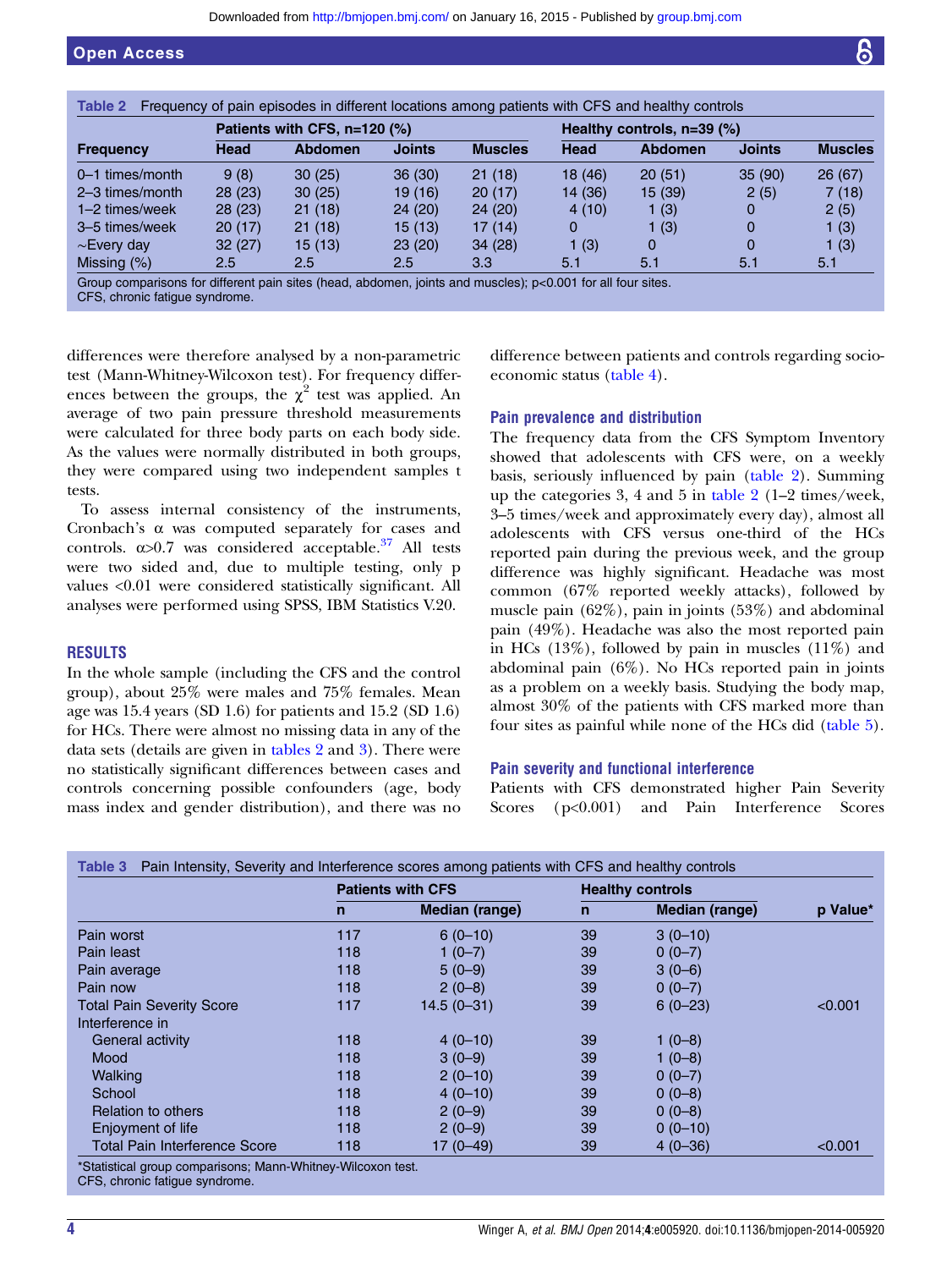**Table 2** Frequency of pain episodes in different locations among patients with CFS and healthy controls

| Frequency | Patients with CFS, n=120 (%) | | | | Healthy controls, n=39 (%) | | | |
|---|---|---|---|---|---|---|---|---|
| | Head | Abdomen | Joints | Muscles | Head | Abdomen | Joints | Muscles |
| 0–1 times/month | 9 (8) | 30 (25) | 36 (30) | 21 (18) | 18 (46) | 20 (51) | 35 (90) | 26 (67) |
| 2–3 times/month | 28 (23) | 30 (25) | 19 (16) | 20 (17) | 14 (36) | 15 (39) | 2 (5) | 7 (18) |
| 1–2 times/week | 28 (23) | 21 (18) | 24 (20) | 24 (20) | 4 (10) | 1 (3) | 0 | 2 (5) |
| 3–5 times/week | 20 (17) | 21 (18) | 15 (13) | 17 (14) | 0 | 1 (3) | 0 | 1 (3) |
| ~Every day | 32 (27) | 15 (13) | 23 (20) | 34 (28) | 1 (3) | 0 | 0 | 1 (3) |
| Missing (%) | 2.5 | 2.5 | 2.5 | 3.3 | 5.1 | 5.1 | 5.1 | 5.1 |

Group comparisons for different pain sites (head, abdomen, joints and muscles); p<0.001 for all four sites.
CFS, chronic fatigue syndrome.

differences were therefore analysed by a non-parametric test (Mann-Whitney-Wilcoxon test). For frequency differences between the groups, the $\chi^2$ test was applied. An average of two pain pressure threshold measurements were calculated for three body parts on each body side. As the values were normally distributed in both groups, they were compared using two independent samples t tests.

To assess internal consistency of the instruments, Cronbach's $\alpha$ was computed separately for cases and controls. $\alpha>0.7$ was considered acceptable.[37] All tests were two sided and, due to multiple testing, only p values <0.01 were considered statistically significant. All analyses were performed using SPSS, IBM Statistics V.20.

## RESULTS

In the whole sample (including the CFS and the control group), about 25% were males and 75% females. Mean age was 15.4 years (SD 1.6) for patients and 15.2 (SD 1.6) for HCs. There were almost no missing data in any of the data sets (details are given in tables 2 and 3). There were no statistically significant differences between cases and controls concerning possible confounders (age, body mass index and gender distribution), and there was no difference between patients and controls regarding socio-economic status (table 4).

### Pain prevalence and distribution

The frequency data from the CFS Symptom Inventory showed that adolescents with CFS were, on a weekly basis, seriously influenced by pain (table 2). Summing up the categories 3, 4 and 5 in table 2 (1–2 times/week, 3–5 times/week and approximately every day), almost all adolescents with CFS versus one-third of the HCs reported pain during the previous week, and the group difference was highly significant. Headache was most common (67% reported weekly attacks), followed by muscle pain (62%), pain in joints (53%) and abdominal pain (49%). Headache was also the most reported pain in HCs (13%), followed by pain in muscles (11%) and abdominal pain (6%). No HCs reported pain in joints as a problem on a weekly basis. Studying the body map, almost 30% of the patients with CFS marked more than four sites as painful while none of the HCs did (table 5).

### Pain severity and functional interference

Patients with CFS demonstrated higher Pain Severity Scores (p<0.001) and Pain Interference Scores

**Table 3** Pain Intensity, Severity and Interference scores among patients with CFS and healthy controls

| | Patients with CFS | | Healthy controls | | |
|---|---|---|---|---|---|
| | n | Median (range) | n | Median (range) | p Value* |
| Pain worst | 117 | 6 (0–10) | 39 | 3 (0–10) | |
| Pain least | 118 | 1 (0–7) | 39 | 0 (0–7) | |
| Pain average | 118 | 5 (0–9) | 39 | 3 (0–6) | |
| Pain now | 118 | 2 (0–8) | 39 | 0 (0–7) | |
| Total Pain Severity Score | 117 | 14.5 (0–31) | 39 | 6 (0–23) | <0.001 |
| Interference in | | | | | |
| General activity | 118 | 4 (0–10) | 39 | 1 (0–8) | |
| Mood | 118 | 3 (0–9) | 39 | 1 (0–8) | |
| Walking | 118 | 2 (0–10) | 39 | 0 (0–7) | |
| School | 118 | 4 (0–10) | 39 | 0 (0–8) | |
| Relation to others | 118 | 2 (0–9) | 39 | 0 (0–8) | |
| Enjoyment of life | 118 | 2 (0–9) | 39 | 0 (0–10) | |
| Total Pain Interference Score | 118 | 17 (0–49) | 39 | 4 (0–36) | <0.001 |

*Statistical group comparisons; Mann-Whitney-Wilcoxon test.
CFS, chronic fatigue syndrome.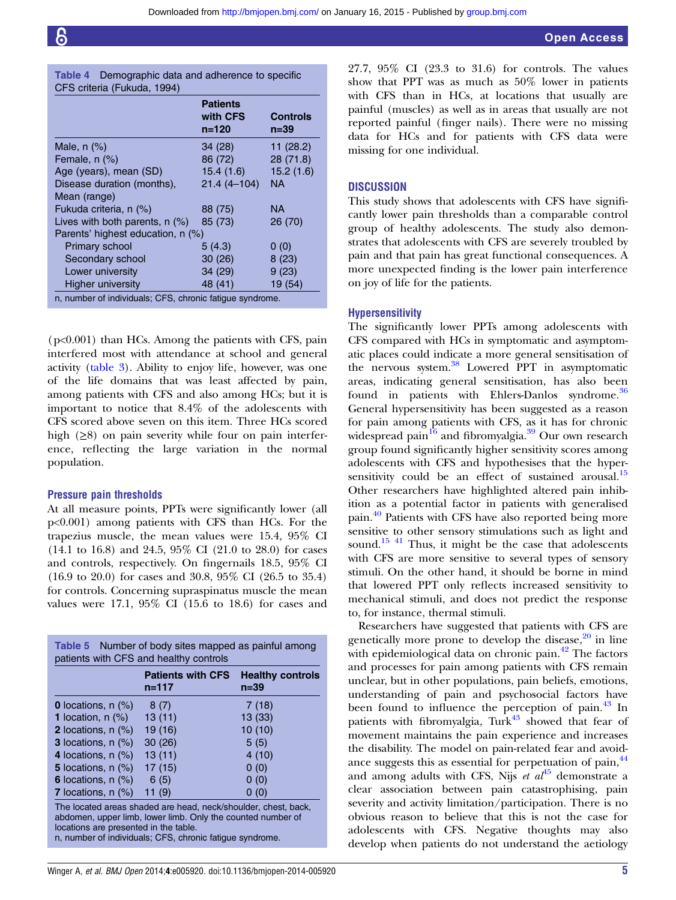Table 4 Demographic data and adherence to specific CFS criteria (Fukuda, 1994)

| | Patients with CFS n=120 | Controls n=39 |
|---|---|---|
| Male, n (%) | 34 (28) | 11 (28.2) |
| Female, n (%) | 86 (72) | 28 (71.8) |
| Age (years), mean (SD) | 15.4 (1.6) | 15.2 (1.6) |
| Disease duration (months), Mean (range) | 21.4 (4–104) | NA |
| Fukuda criteria, n (%) | 88 (75) | NA |
| Lives with both parents, n (%) | 85 (73) | 26 (70) |
| Parents' highest education, n (%) | | |
| Primary school | 5 (4.3) | 0 (0) |
| Secondary school | 30 (26) | 8 (23) |
| Lower university | 34 (29) | 9 (23) |
| Higher university | 48 (41) | 19 (54) |

n, number of individuals; CFS, chronic fatigue syndrome.

($p<0.001$) than HCs. Among the patients with CFS, pain interfered most with attendance at school and general activity (table 3). Ability to enjoy life, however, was one of the life domains that was least affected by pain, among patients with CFS and also among HCs; but it is important to notice that 8.4% of the adolescents with CFS scored above seven on this item. Three HCs scored high (≥8) on pain severity while four on pain interference, reflecting the large variation in the normal population.

### Pressure pain thresholds

At all measure points, PPTs were significantly lower (all $p<0.001$) among patients with CFS than HCs. For the trapezius muscle, the mean values were 15.4, 95% CI (14.1 to 16.8) and 24.5, 95% CI (21.0 to 28.0) for cases and controls, respectively. On fingernails 18.5, 95% CI (16.9 to 20.0) for cases and 30.8, 95% CI (26.5 to 35.4) for controls. Concerning supraspinatus muscle the mean values were 17.1, 95% CI (15.6 to 18.6) for cases and 27.7, 95% CI (23.3 to 31.6) for controls. The values show that PPT was as much as 50% lower in patients with CFS than in HCs, at locations that usually are painful (muscles) as well as in areas that usually are not reported painful (finger nails). There were no missing data for HCs and for patients with CFS data were missing for one individual.

Table 5 Number of body sites mapped as painful among patients with CFS and healthy controls

| | Patients with CFS n=117 | Healthy controls n=39 |
|---|---|---|
| **0** locations, n (%) | 8 (7) | 7 (18) |
| **1** location, n (%) | 13 (11) | 13 (33) |
| **2** locations, n (%) | 19 (16) | 10 (10) |
| **3** locations, n (%) | 30 (26) | 5 (5) |
| **4** locations, n (%) | 13 (11) | 4 (10) |
| **5** locations, n (%) | 17 (15) | 0 (0) |
| **6** locations, n (%) | 6 (5) | 0 (0) |
| **7** locations, n (%) | 11 (9) | 0 (0) |

The located areas shaded are head, neck/shoulder, chest, back, abdomen, upper limb, lower limb. Only the counted number of locations are presented in the table.
n, number of individuals; CFS, chronic fatigue syndrome.

## DISCUSSION

This study shows that adolescents with CFS have significantly lower pain thresholds than a comparable control group of healthy adolescents. The study also demonstrates that adolescents with CFS are severely troubled by pain and that pain has great functional consequences. A more unexpected finding is the lower pain interference on joy of life for the patients.

### Hypersensitivity

The significantly lower PPTs among adolescents with CFS compared with HCs in symptomatic and asymptomatic places could indicate a more general sensitisation of the nervous system.[38] Lowered PPT in asymptomatic areas, indicating general sensitisation, has also been found in patients with Ehlers-Danlos syndrome.[36] General hypersensitivity has been suggested as a reason for pain among patients with CFS, as it has for chronic widespread pain[16] and fibromyalgia.[39] Our own research group found significantly higher sensitivity scores among adolescents with CFS and hypothesises that the hypersensitivity could be an effect of sustained arousal.[15] Other researchers have highlighted altered pain inhibition as a potential factor in patients with generalised pain.[40] Patients with CFS have also reported being more sensitive to other sensory stimulations such as light and sound.[15 41] Thus, it might be the case that adolescents with CFS are more sensitive to several types of sensory stimuli. On the other hand, it should be borne in mind that lowered PPT only reflects increased sensitivity to mechanical stimuli, and does not predict the response to, for instance, thermal stimuli.

Researchers have suggested that patients with CFS are genetically more prone to develop the disease,[20] in line with epidemiological data on chronic pain.[42] The factors and processes for pain among patients with CFS remain unclear, but in other populations, pain beliefs, emotions, understanding of pain and psychosocial factors have been found to influence the perception of pain.[43] In patients with fibromyalgia, Turk[43] showed that fear of movement maintains the pain experience and increases the disability. The model on pain-related fear and avoidance suggests this as essential for perpetuation of pain,[44] and among adults with CFS, Nijs *et al*[45] demonstrate a clear association between pain catastrophising, pain severity and activity limitation/participation. There is no obvious reason to believe that this is not the case for adolescents with CFS. Negative thoughts may also develop when patients do not understand the aetiology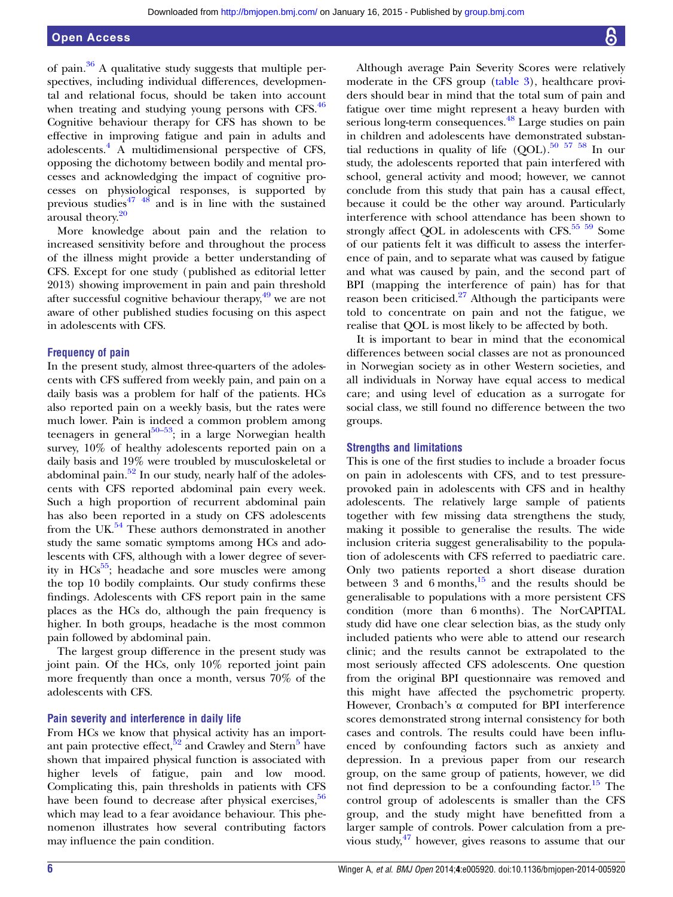of pain.[36] A qualitative study suggests that multiple perspectives, including individual differences, developmental and relational focus, should be taken into account when treating and studying young persons with CFS.[46] Cognitive behaviour therapy for CFS has shown to be effective in improving fatigue and pain in adults and adolescents.[4] A multidimensional perspective of CFS, opposing the dichotomy between bodily and mental processes and acknowledging the impact of cognitive processes on physiological responses, is supported by previous studies[47 48] and is in line with the sustained arousal theory.[20]

More knowledge about pain and the relation to increased sensitivity before and throughout the process of the illness might provide a better understanding of CFS. Except for one study (published as editorial letter 2013) showing improvement in pain and pain threshold after successful cognitive behaviour therapy,[49] we are not aware of other published studies focusing on this aspect in adolescents with CFS.

### Frequency of pain

In the present study, almost three-quarters of the adolescents with CFS suffered from weekly pain, and pain on a daily basis was a problem for half of the patients. HCs also reported pain on a weekly basis, but the rates were much lower. Pain is indeed a common problem among teenagers in general[50–53]; in a large Norwegian health survey, 10% of healthy adolescents reported pain on a daily basis and 19% were troubled by musculoskeletal or abdominal pain.[52] In our study, nearly half of the adolescents with CFS reported abdominal pain every week. Such a high proportion of recurrent abdominal pain has also been reported in a study on CFS adolescents from the UK.[54] These authors demonstrated in another study the same somatic symptoms among HCs and adolescents with CFS, although with a lower degree of severity in HCs[55]; headache and sore muscles were among the top 10 bodily complaints. Our study confirms these findings. Adolescents with CFS report pain in the same places as the HCs do, although the pain frequency is higher. In both groups, headache is the most common pain followed by abdominal pain.

The largest group difference in the present study was joint pain. Of the HCs, only 10% reported joint pain more frequently than once a month, versus 70% of the adolescents with CFS.

### Pain severity and interference in daily life

From HCs we know that physical activity has an important pain protective effect,[52] and Crawley and Stern[5] have shown that impaired physical function is associated with higher levels of fatigue, pain and low mood. Complicating this, pain thresholds in patients with CFS have been found to decrease after physical exercises,[56] which may lead to a fear avoidance behaviour. This phenomenon illustrates how several contributing factors may influence the pain condition.

Although average Pain Severity Scores were relatively moderate in the CFS group (table 3), healthcare providers should bear in mind that the total sum of pain and fatigue over time might represent a heavy burden with serious long-term consequences.[48] Large studies on pain in children and adolescents have demonstrated substantial reductions in quality of life (QOL).[50 57 58] In our study, the adolescents reported that pain interfered with school, general activity and mood; however, we cannot conclude from this study that pain has a causal effect, because it could be the other way around. Particularly interference with school attendance has been shown to strongly affect QOL in adolescents with CFS.[55 59] Some of our patients felt it was difficult to assess the interference of pain, and to separate what was caused by fatigue and what was caused by pain, and the second part of BPI (mapping the interference of pain) has for that reason been criticised.[27] Although the participants were told to concentrate on pain and not the fatigue, we realise that QOL is most likely to be affected by both.

It is important to bear in mind that the economical differences between social classes are not as pronounced in Norwegian society as in other Western societies, and all individuals in Norway have equal access to medical care; and using level of education as a surrogate for social class, we still found no difference between the two groups.

### Strengths and limitations

This is one of the first studies to include a broader focus on pain in adolescents with CFS, and to test pressure-provoked pain in adolescents with CFS and in healthy adolescents. The relatively large sample of patients together with few missing data strengthens the study, making it possible to generalise the results. The wide inclusion criteria suggest generalisability to the population of adolescents with CFS referred to paediatric care. Only two patients reported a short disease duration between 3 and 6 months,[15] and the results should be generalisable to populations with a more persistent CFS condition (more than 6 months). The NorCAPITAL study did have one clear selection bias, as the study only included patients who were able to attend our research clinic; and the results cannot be extrapolated to the most seriously affected CFS adolescents. One question from the original BPI questionnaire was removed and this might have affected the psychometric property. However, Cronbach's α computed for BPI interference scores demonstrated strong internal consistency for both cases and controls. The results could have been influenced by confounding factors such as anxiety and depression. In a previous paper from our research group, on the same group of patients, however, we did not find depression to be a confounding factor.[15] The control group of adolescents is smaller than the CFS group, and the study might have benefitted from a larger sample of controls. Power calculation from a previous study,[47] however, gives reasons to assume that our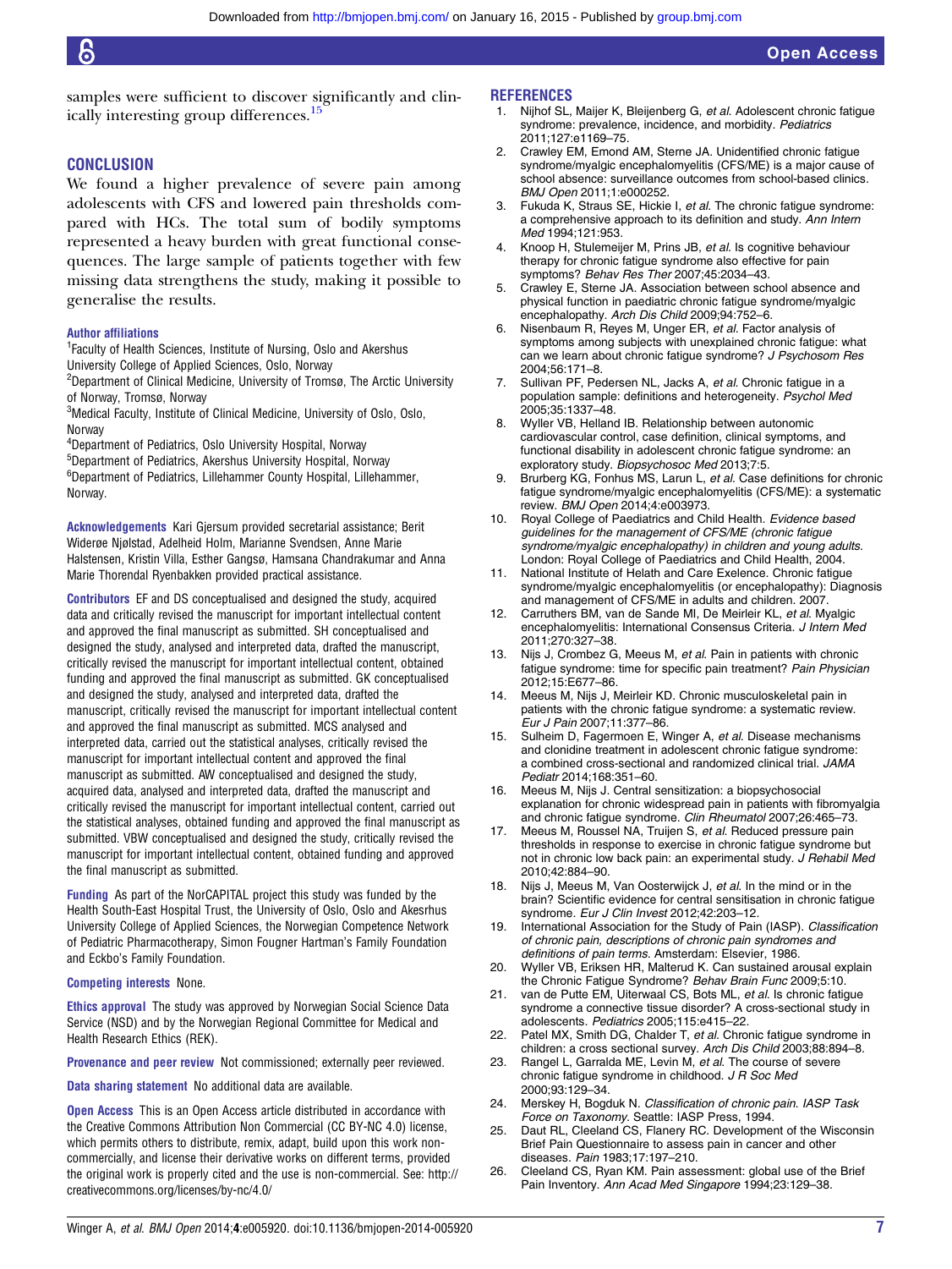samples were sufficient to discover significantly and clinically interesting group differences.[15]

## CONCLUSION

We found a higher prevalence of severe pain among adolescents with CFS and lowered pain thresholds compared with HCs. The total sum of bodily symptoms represented a heavy burden with great functional consequences. The large sample of patients together with few missing data strengthens the study, making it possible to generalise the results.

**Author affiliations**

[1]Faculty of Health Sciences, Institute of Nursing, Oslo and Akershus University College of Applied Sciences, Oslo, Norway
[2]Department of Clinical Medicine, University of Tromsø, The Arctic University of Norway, Tromsø, Norway
[3]Medical Faculty, Institute of Clinical Medicine, University of Oslo, Oslo, Norway
[4]Department of Pediatrics, Oslo University Hospital, Norway
[5]Department of Pediatrics, Akershus University Hospital, Norway
[6]Department of Pediatrics, Lillehammer County Hospital, Lillehammer, Norway.

**Acknowledgements** Kari Gjersum provided secretarial assistance; Berit Widerøe Njølstad, Adelheid Holm, Marianne Svendsen, Anne Marie Halstensen, Kristin Villa, Esther Gangsø, Hamsana Chandrakumar and Anna Marie Thorendal Ryenbakken provided practical assistance.

**Contributors** EF and DS conceptualised and designed the study, acquired data and critically revised the manuscript for important intellectual content and approved the final manuscript as submitted. SH conceptualised and designed the study, analysed and interpreted data, drafted the manuscript, critically revised the manuscript for important intellectual content, obtained funding and approved the final manuscript as submitted. GK conceptualised and designed the study, analysed and interpreted data, drafted the manuscript, critically revised the manuscript for important intellectual content and approved the final manuscript as submitted. MCS analysed and interpreted data, carried out the statistical analyses, critically revised the manuscript for important intellectual content and approved the final manuscript as submitted. AW conceptualised and designed the study, acquired data, analysed and interpreted data, drafted the manuscript and critically revised the manuscript for important intellectual content, carried out the statistical analyses, obtained funding and approved the final manuscript as submitted. VBW conceptualised and designed the study, critically revised the manuscript for important intellectual content, obtained funding and approved the final manuscript as submitted.

**Funding** As part of the NorCAPITAL project this study was funded by the Health South-East Hospital Trust, the University of Oslo, Oslo and Akesrhus University College of Applied Sciences, the Norwegian Competence Network of Pediatric Pharmacotherapy, Simon Fougner Hartman's Family Foundation and Eckbo's Family Foundation.

**Competing interests** None.

**Ethics approval** The study was approved by Norwegian Social Science Data Service (NSD) and by the Norwegian Regional Committee for Medical and Health Research Ethics (REK).

**Provenance and peer review** Not commissioned; externally peer reviewed.

**Data sharing statement** No additional data are available.

**Open Access** This is an Open Access article distributed in accordance with the Creative Commons Attribution Non Commercial (CC BY-NC 4.0) license, which permits others to distribute, remix, adapt, build upon this work non-commercially, and license their derivative works on different terms, provided the original work is properly cited and the use is non-commercial. See: http://creativecommons.org/licenses/by-nc/4.0/

## REFERENCES

1. Nijhof SL, Maijer K, Bleijenberg G, *et al.* Adolescent chronic fatigue syndrome: prevalence, incidence, and morbidity. *Pediatrics* 2011;127:e1169–75.
2. Crawley EM, Emond AM, Sterne JA. Unidentified chronic fatigue syndrome/myalgic encephalomyelitis (CFS/ME) is a major cause of school absence: surveillance outcomes from school-based clinics. *BMJ Open* 2011;1:e000252.
3. Fukuda K, Straus SE, Hickie I, *et al.* The chronic fatigue syndrome: a comprehensive approach to its definition and study. *Ann Intern Med* 1994;121:953.
4. Knoop H, Stulemeijer M, Prins JB, *et al.* Is cognitive behaviour therapy for chronic fatigue syndrome also effective for pain symptoms? *Behav Res Ther* 2007;45:2034–43.
5. Crawley E, Sterne JA. Association between school absence and physical function in paediatric chronic fatigue syndrome/myalgic encephalopathy. *Arch Dis Child* 2009;94:752–6.
6. Nisenbaum R, Reyes M, Unger ER, *et al.* Factor analysis of symptoms among subjects with unexplained chronic fatigue: what can we learn about chronic fatigue syndrome? *J Psychosom Res* 2004;56:171–8.
7. Sullivan PF, Pedersen NL, Jacks A, *et al.* Chronic fatigue in a population sample: definitions and heterogeneity. *Psychol Med* 2005;35:1337–48.
8. Wyller VB, Helland IB. Relationship between autonomic cardiovascular control, case definition, clinical symptoms, and functional disability in adolescent chronic fatigue syndrome: an exploratory study. *Biopsychosoc Med* 2013;7:5.
9. Brurberg KG, Fonhus MS, Larun L, *et al.* Case definitions for chronic fatigue syndrome/myalgic encephalomyelitis (CFS/ME): a systematic review. *BMJ Open* 2014;4:e003973.
10. Royal College of Paediatrics and Child Health. *Evidence based guidelines for the management of CFS/ME (chronic fatigue syndrome/myalgic encephalopathy) in children and young adults.* London: Royal College of Paediatrics and Child Health, 2004.
11. National Institute of Helath and Care Exelence. Chronic fatigue syndrome/myalgic encephalomyelitis (or encephalopathy): Diagnosis and management of CFS/ME in adults and children. 2007.
12. Carruthers BM, van de Sande MI, De Meirleir KL, *et al.* Myalgic encephalomyelitis: International Consensus Criteria. *J Intern Med* 2011;270:327–38.
13. Nijs J, Crombez G, Meeus M, *et al.* Pain in patients with chronic fatigue syndrome: time for specific pain treatment? *Pain Physician* 2012;15:E677–86.
14. Meeus M, Nijs J, Meirleir KD. Chronic musculoskeletal pain in patients with the chronic fatigue syndrome: a systematic review. *Eur J Pain* 2007;11:377–86.
15. Sulheim D, Fagermoen E, Winger A, *et al.* Disease mechanisms and clonidine treatment in adolescent chronic fatigue syndrome: a combined cross-sectional and randomized clinical trial. *JAMA Pediatr* 2014;168:351–60.
16. Meeus M, Nijs J. Central sensitization: a biopsychosocial explanation for chronic widespread pain in patients with fibromyalgia and chronic fatigue syndrome. *Clin Rheumatol* 2007;26:465–73.
17. Meeus M, Roussel NA, Truijen S, *et al.* Reduced pressure pain thresholds in response to exercise in chronic fatigue syndrome but not in chronic low back pain: an experimental study. *J Rehabil Med* 2010;42:884–90.
18. Nijs J, Meeus M, Van Oosterwijck J, *et al.* In the mind or in the brain? Scientific evidence for central sensitisation in chronic fatigue syndrome. *Eur J Clin Invest* 2012;42:203–12.
19. International Association for the Study of Pain (IASP). *Classification of chronic pain, descriptions of chronic pain syndromes and definitions of pain terms.* Amsterdam: Elsevier, 1986.
20. Wyller VB, Eriksen HR, Malterud K. Can sustained arousal explain the Chronic Fatigue Syndrome? *Behav Brain Func* 2009;5:10.
21. van de Putte EM, Uiterwaal CS, Bots ML, *et al.* Is chronic fatigue syndrome a connective tissue disorder? A cross-sectional study in adolescents. *Pediatrics* 2005;115:e415–22.
22. Patel MX, Smith DG, Chalder T, *et al.* Chronic fatigue syndrome in children: a cross sectional survey. *Arch Dis Child* 2003;88:894–8.
23. Rangel L, Garralda ME, Levin M, *et al.* The course of severe chronic fatigue syndrome in childhood. *J R Soc Med* 2000;93:129–34.
24. Merskey H, Bogduk N. *Classification of chronic pain. IASP Task Force on Taxonomy.* Seattle: IASP Press, 1994.
25. Daut RL, Cleeland CS, Flanery RC. Development of the Wisconsin Brief Pain Questionnaire to assess pain in cancer and other diseases. *Pain* 1983;17:197–210.
26. Cleeland CS, Ryan KM. Pain assessment: global use of the Brief Pain Inventory. *Ann Acad Med Singapore* 1994;23:129–38.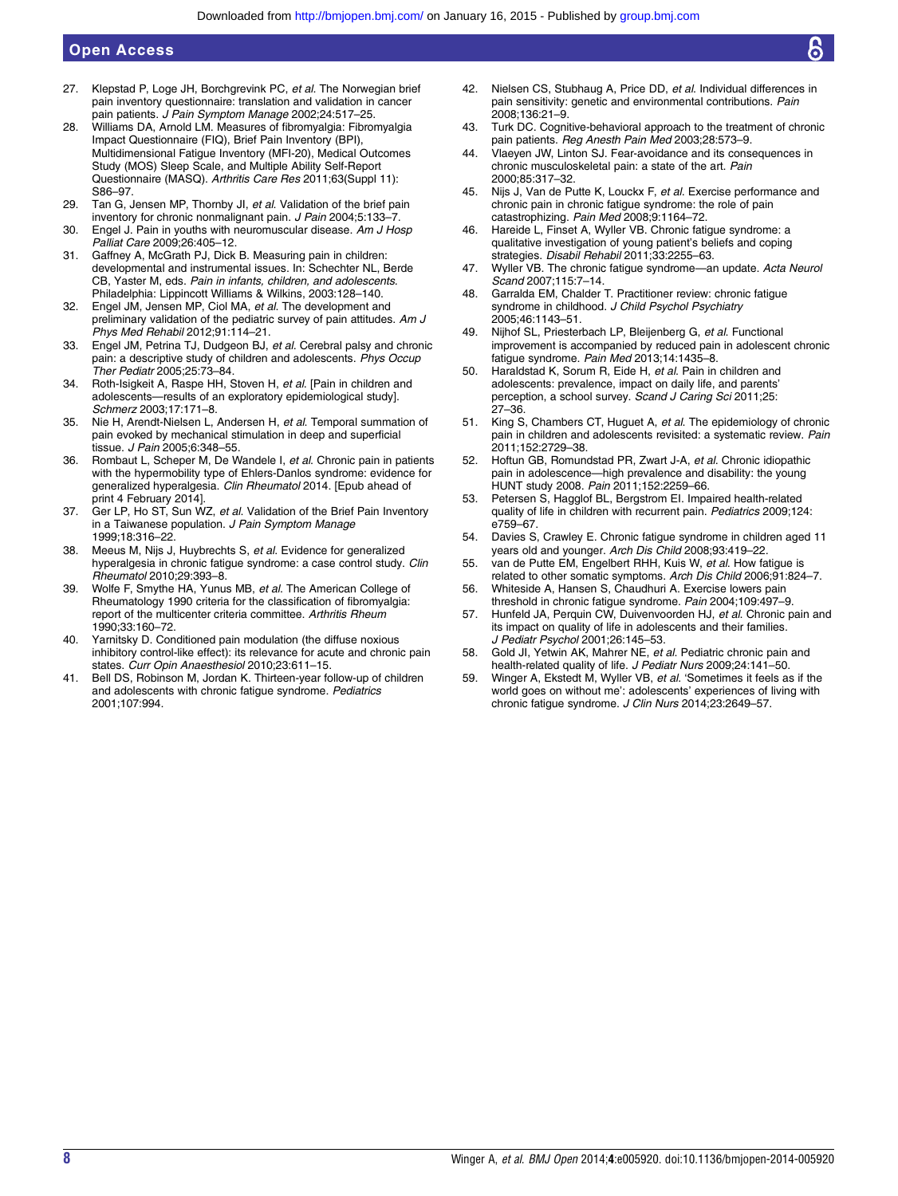27. Klepstad P, Loge JH, Borchgrevink PC, *et al*. The Norwegian brief pain inventory questionnaire: translation and validation in cancer pain patients. *J Pain Symptom Manage* 2002;24:517–25.
28. Williams DA, Arnold LM. Measures of fibromyalgia: Fibromyalgia Impact Questionnaire (FIQ), Brief Pain Inventory (BPI), Multidimensional Fatigue Inventory (MFI-20), Medical Outcomes Study (MOS) Sleep Scale, and Multiple Ability Self-Report Questionnaire (MASQ). *Arthritis Care Res* 2011;63(Suppl 11): S86–97.
29. Tan G, Jensen MP, Thornby JI, *et al*. Validation of the brief pain inventory for chronic nonmalignant pain. *J Pain* 2004;5:133–7.
30. Engel J. Pain in youths with neuromuscular disease. *Am J Hosp Palliat Care* 2009;26:405–12.
31. Gaffney A, McGrath PJ, Dick B. Measuring pain in children: developmental and instrumental issues. In: Schechter NL, Berde CB, Yaster M, eds. *Pain in infants, children, and adolescents*. Philadelphia: Lippincott Williams & Wilkins, 2003:128–140.
32. Engel JM, Jensen MP, Ciol MA, *et al*. The development and preliminary validation of the pediatric survey of pain attitudes. *Am J Phys Med Rehabil* 2012;91:114–21.
33. Engel JM, Petrina TJ, Dudgeon BJ, *et al*. Cerebral palsy and chronic pain: a descriptive study of children and adolescents. *Phys Occup Ther Pediatr* 2005;25:73–84.
34. Roth-Isigkeit A, Raspe HH, Stoven H, *et al*. [Pain in children and adolescents—results of an exploratory epidemiological study]. *Schmerz* 2003;17:171–8.
35. Nie H, Arendt-Nielsen L, Andersen H, *et al*. Temporal summation of pain evoked by mechanical stimulation in deep and superficial tissue. *J Pain* 2005;6:348–55.
36. Rombaut L, Scheper M, De Wandele I, *et al*. Chronic pain in patients with the hypermobility type of Ehlers-Danlos syndrome: evidence for generalized hyperalgesia. *Clin Rheumatol* 2014. [Epub ahead of print 4 February 2014].
37. Ger LP, Ho ST, Sun WZ, *et al*. Validation of the Brief Pain Inventory in a Taiwanese population. *J Pain Symptom Manage* 1999;18:316–22.
38. Meeus M, Nijs J, Huybrechts S, *et al*. Evidence for generalized hyperalgesia in chronic fatigue syndrome: a case control study. *Clin Rheumatol* 2010;29:393–8.
39. Wolfe F, Smythe HA, Yunus MB, *et al*. The American College of Rheumatology 1990 criteria for the classification of fibromyalgia: report of the multicenter criteria committee. *Arthritis Rheum* 1990;33:160–72.
40. Yarnitsky D. Conditioned pain modulation (the diffuse noxious inhibitory control-like effect): its relevance for acute and chronic pain states. *Curr Opin Anaesthesiol* 2010;23:611–15.
41. Bell DS, Robinson M, Jordan K. Thirteen-year follow-up of children and adolescents with chronic fatigue syndrome. *Pediatrics* 2001;107:994.
42. Nielsen CS, Stubhaug A, Price DD, *et al*. Individual differences in pain sensitivity: genetic and environmental contributions. *Pain* 2008;136:21–9.
43. Turk DC. Cognitive-behavioral approach to the treatment of chronic pain patients. *Reg Anesth Pain Med* 2003;28:573–9.
44. Vlaeyen JW, Linton SJ. Fear-avoidance and its consequences in chronic musculoskeletal pain: a state of the art. *Pain* 2000;85:317–32.
45. Nijs J, Van de Putte K, Louckx F, *et al*. Exercise performance and chronic pain in chronic fatigue syndrome: the role of pain catastrophizing. *Pain Med* 2008;9:1164–72.
46. Hareide L, Finset A, Wyller VB. Chronic fatigue syndrome: a qualitative investigation of young patient's beliefs and coping strategies. *Disabil Rehabil* 2011;33:2255–63.
47. Wyller VB. The chronic fatigue syndrome—an update. *Acta Neurol Scand* 2007;115:7–14.
48. Garralda EM, Chalder T. Practitioner review: chronic fatigue syndrome in childhood. *J Child Psychol Psychiatry* 2005;46:1143–51.
49. Nijhof SL, Priesterbach LP, Bleijenberg G, *et al*. Functional improvement is accompanied by reduced pain in adolescent chronic fatigue syndrome. *Pain Med* 2013;14:1435–8.
50. Haraldstad K, Sorum R, Eide H, *et al*. Pain in children and adolescents: prevalence, impact on daily life, and parents' perception, a school survey. *Scand J Caring Sci* 2011;25: 27–36.
51. King S, Chambers CT, Huguet A, *et al*. The epidemiology of chronic pain in children and adolescents revisited: a systematic review. *Pain* 2011;152:2729–38.
52. Hoftun GB, Romundstad PR, Zwart J-A, *et al*. Chronic idiopathic pain in adolescence—high prevalence and disability: the young HUNT study 2008. *Pain* 2011;152:2259–66.
53. Petersen S, Hagglof BL, Bergstrom EI. Impaired health-related quality of life in children with recurrent pain. *Pediatrics* 2009;124: e759–67.
54. Davies S, Crawley E. Chronic fatigue syndrome in children aged 11 years old and younger. *Arch Dis Child* 2008;93:419–22.
55. van de Putte EM, Engelbert RHH, Kuis W, *et al*. How fatigue is related to other somatic symptoms. *Arch Dis Child* 2006;91:824–7.
56. Whiteside A, Hansen S, Chaudhuri A. Exercise lowers pain threshold in chronic fatigue syndrome. *Pain* 2004;109:497–9.
57. Hunfeld JA, Perquin CW, Duivenvoorden HJ, *et al*. Chronic pain and its impact on quality of life in adolescents and their families. *J Pediatr Psychol* 2001;26:145–53.
58. Gold JI, Yetwin AK, Mahrer NE, *et al*. Pediatric chronic pain and health-related quality of life. *J Pediatr Nurs* 2009;24:141–50.
59. Winger A, Ekstedt M, Wyller VB, *et al*. 'Sometimes it feels as if the world goes on without me': adolescents' experiences of living with chronic fatigue syndrome. *J Clin Nurs* 2014;23:2649–57.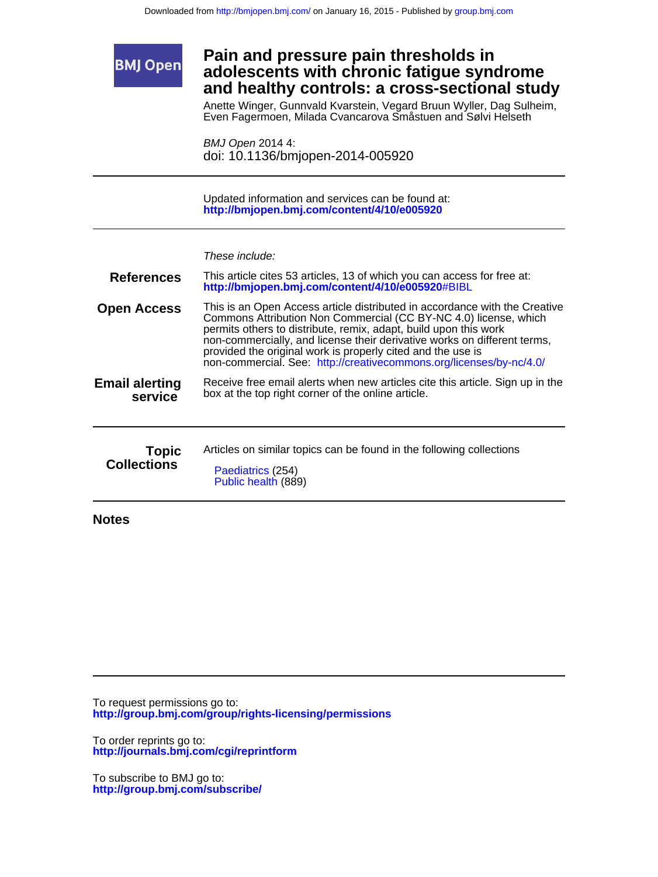BMJ Open

# Pain and pressure pain thresholds in adolescents with chronic fatigue syndrome and healthy controls: a cross-sectional study

Anette Winger, Gunnvald Kvarstein, Vegard Bruun Wyller, Dag Sulheim, Even Fagermoen, Milada Cvancarova Småstuen and Sølvi Helseth

*BMJ Open* 2014 4:
doi: 10.1136/bmjopen-2014-005920

Updated information and services can be found at:
**http://bmjopen.bmj.com/content/4/10/e005920**

*These include:*

**References**
This article cites 53 articles, 13 of which you can access for free at:
**http://bmjopen.bmj.com/content/4/10/e005920**#BIBL

**Open Access**
This is an Open Access article distributed in accordance with the Creative Commons Attribution Non Commercial (CC BY-NC 4.0) license, which permits others to distribute, remix, adapt, build upon this work non-commercially, and license their derivative works on different terms, provided the original work is properly cited and the use is non-commercial. See: http://creativecommons.org/licenses/by-nc/4.0/

**Email alerting service**
Receive free email alerts when new articles cite this article. Sign up in the box at the top right corner of the online article.

**Topic Collections**
Articles on similar topics can be found in the following collections

Paediatrics (254)
Public health (889)

## Notes

To request permissions go to:
**http://group.bmj.com/group/rights-licensing/permissions**

To order reprints go to:
**http://journals.bmj.com/cgi/reprintform**

To subscribe to BMJ go to:
**http://group.bmj.com/subscribe/**